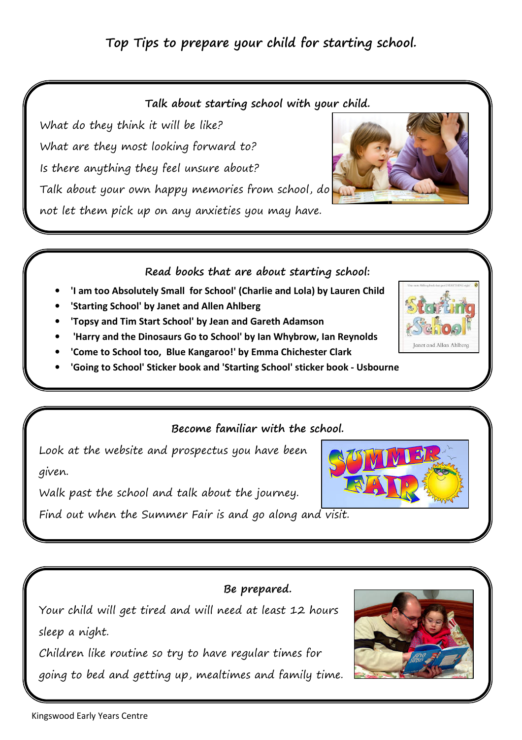# Top Tips to prepare your child for starting school.

## Talk about starting school with your child.

What do they think it will be like?

What are they most looking forward to?

Is there anything they feel unsure about?

Talk about your own happy memories from school, do not let them pick up on any anxieties you may have.

## Read books that are about starting school:

- **'I am too Absolutely Small for School' (Charlie and Lola) by Lauren Child**
- **'Starting School' by Janet and Allen Ahlberg**
- **'Topsy and Tim Start School' by Jean and Gareth Adamson**
- **'Harry and the Dinosaurs Go to School' by Ian Whybrow, Ian Reynolds**
- **'Come to School too, Blue Kangaroo!' by Emma Chichester Clark**
- **'Going to School' Sticker book and 'Starting School' sticker book - Usbourne**

## Become familiar with the school.

Look at the website and prospectus you have been given.

Walk past the school and talk about the journey.

Find out when the Summer Fair is and go along and visit.

## Be prepared.

Your child will get tired and will need at least 12 hours sleep a night.

Children like routine so try to have regular times for going to bed and getting up, mealtimes and family time.

Kingswood Early Years Centre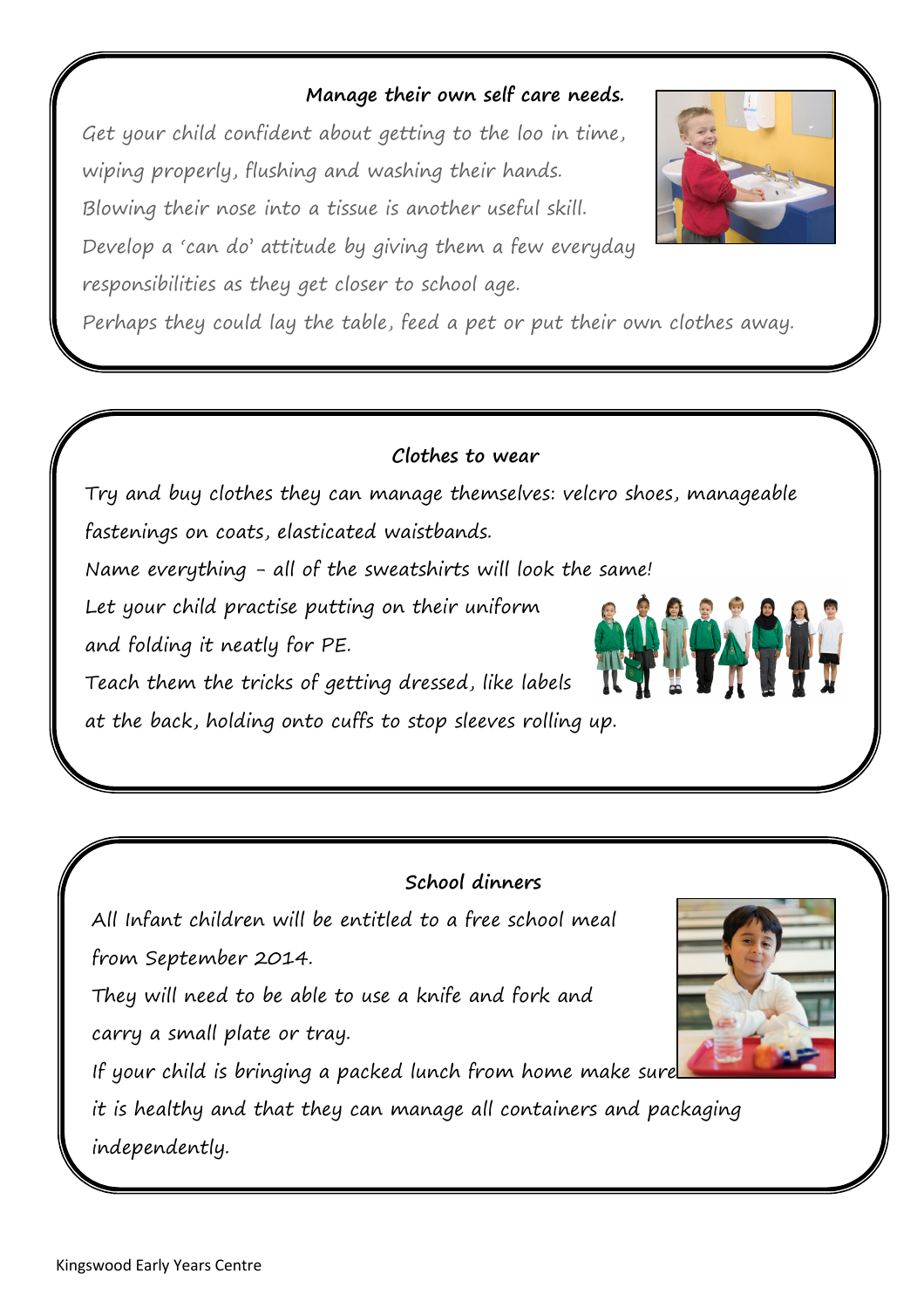### Manage their own self care needs.

Get your child confident about getting to the loo in time, wiping properly, flushing and washing their hands. Blowing their nose into a tissue is another useful skill. Develop a 'can do' attitude by giving them a few everyday responsibilities as they get closer to school age. Perhaps they could lay the table, feed a pet or put their own clothes away.

### Clothes to wear

Try and buy clothes they can manage themselves: velcro shoes, manageable fastenings on coats, elasticated waistbands.

Name everything - all of the sweatshirts will look the same!

Let your child practise putting on their uniform and folding it neatly for PE.

Teach them the tricks of getting dressed, like labels at the back, holding onto cuffs to stop sleeves rolling up.

### School dinners

All Infant children will be entitled to a free school meal from September 2014.

They will need to be able to use a knife and fork and carry a small plate or tray.

If your child is bringing a packed lunch from home make sure it is healthy and that they can manage all containers and packaging independently.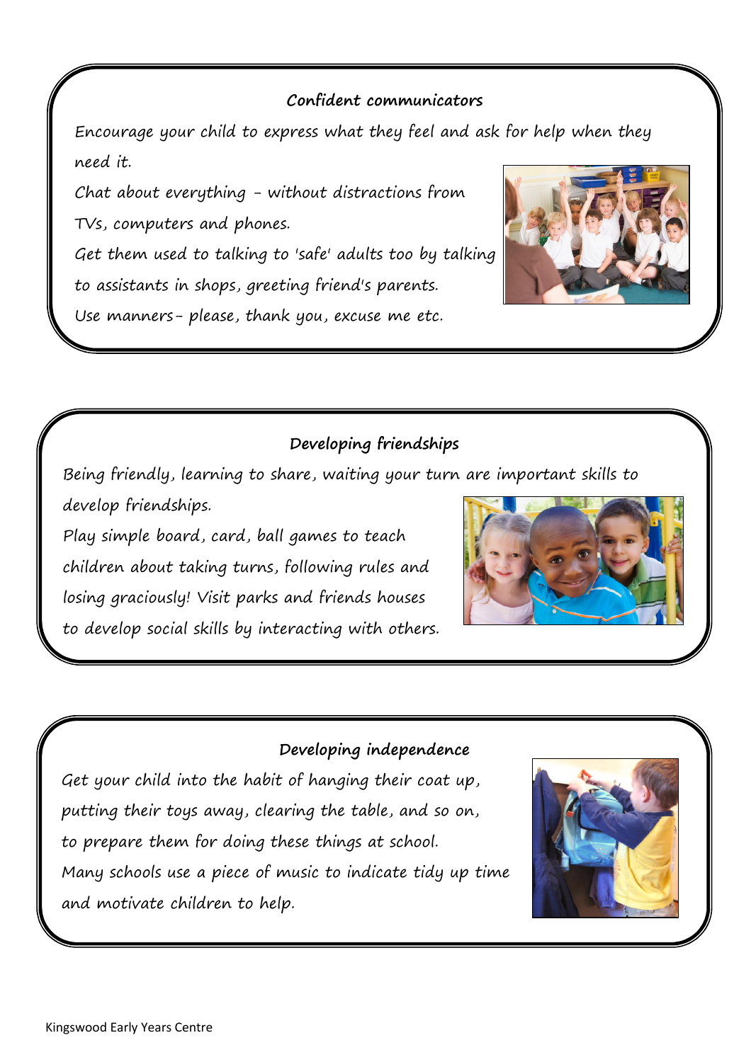## Confident communicators

Encourage your child to express what they feel and ask for help when they need it.

Chat about everything - without distractions from TVs, computers and phones.

Get them used to talking to 'safe' adults too by talking to assistants in shops, greeting friend's parents.

Use manners- please, thank you, excuse me etc.

## Developing friendships

Being friendly, learning to share, waiting your turn are important skills to develop friendships.

Play simple board, card, ball games to teach children about taking turns, following rules and losing graciously! Visit parks and friends houses to develop social skills by interacting with others.

## Developing independence

Get your child into the habit of hanging their coat up, putting their toys away, clearing the table, and so on, to prepare them for doing these things at school.

Many schools use a piece of music to indicate tidy up time and motivate children to help.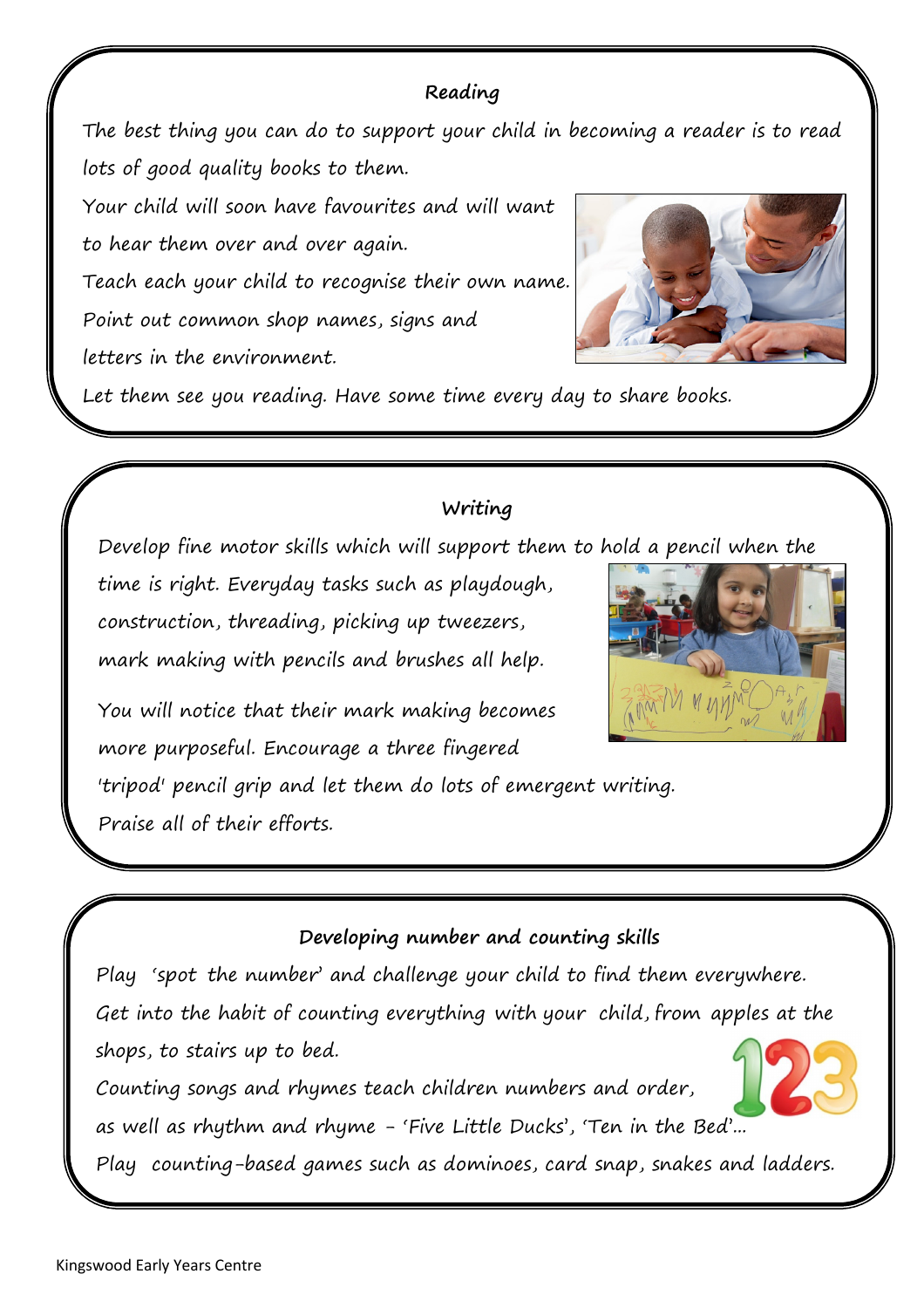## Reading

The best thing you can do to support your child in becoming a reader is to read lots of good quality books to them.

Your child will soon have favourites and will want to hear them over and over again.

Teach each your child to recognise their own name.

Point out common shop names, signs and letters in the environment.

Let them see you reading. Have some time every day to share books.

## Writing

Develop fine motor skills which will support them to hold a pencil when the time is right. Everyday tasks such as playdough, construction, threading, picking up tweezers, mark making with pencils and brushes all help.

You will notice that their mark making becomes more purposeful. Encourage a three fingered 'tripod' pencil grip and let them do lots of emergent writing.

Praise all of their efforts.

## Developing number and counting skills

Play 'spot the number' and challenge your child to find them everywhere.

Get into the habit of counting everything with your child, from apples at the shops, to stairs up to bed.

Counting songs and rhymes teach children numbers and order, as well as rhythm and rhyme - 'Five Little Ducks', 'Ten in the Bed'…

Play counting-based games such as dominoes, card snap, snakes and ladders.

Kingswood Early Years Centre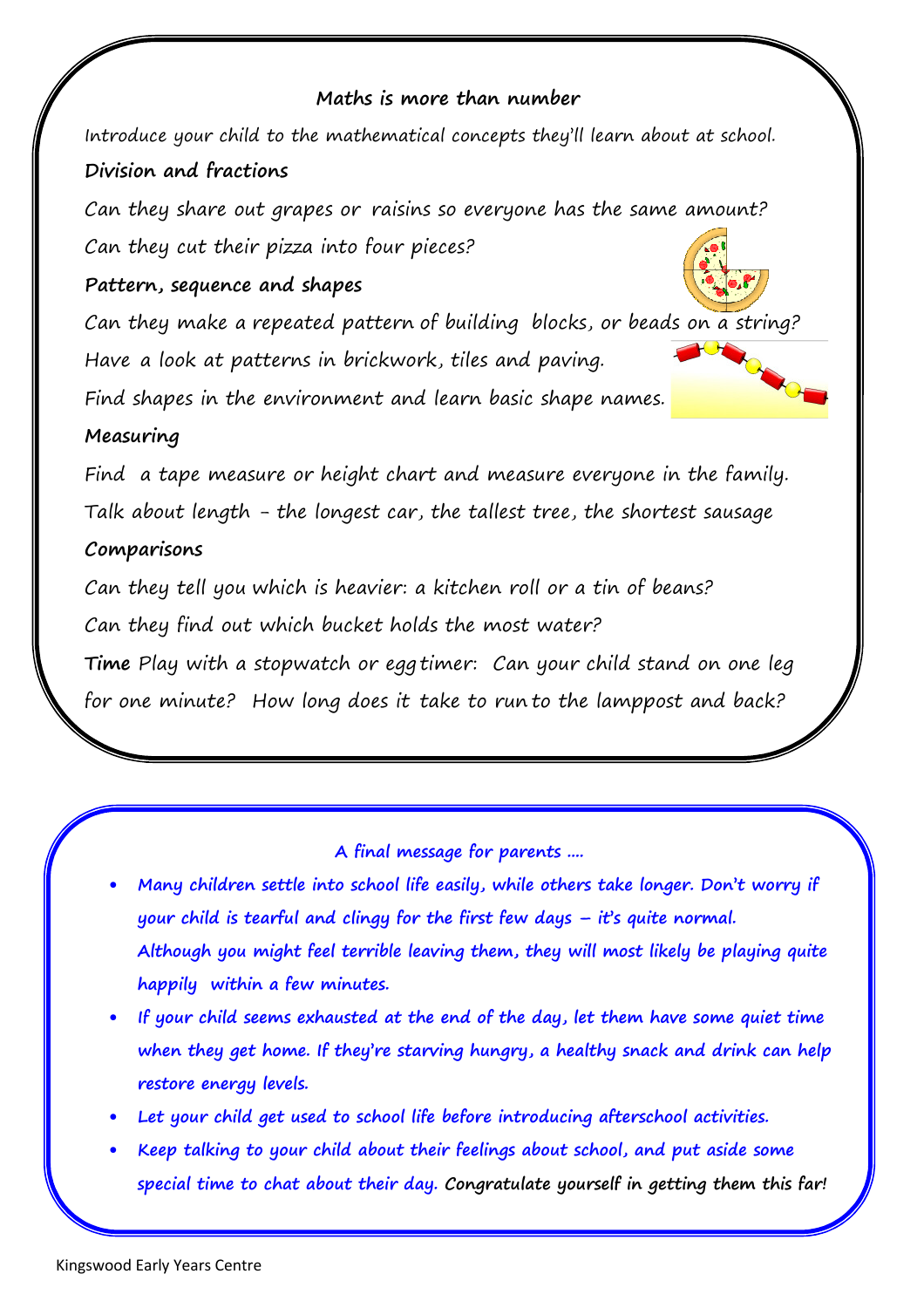## Maths is more than number

Introduce your child to the mathematical concepts they'll learn about at school.

**Division and fractions**

Can they share out grapes or raisins so everyone has the same amount?

Can they cut their pizza into four pieces?

**Pattern, sequence and shapes**

Can they make a repeated pattern of building blocks, or beads on a string?

Have a look at patterns in brickwork, tiles and paving.

Find shapes in the environment and learn basic shape names.

**Measuring**

Find a tape measure or height chart and measure everyone in the family.

Talk about length – the longest car, the tallest tree, the shortest sausage

**Comparisons**

Can they tell you which is heavier: a kitchen roll or a tin of beans?

Can they find out which bucket holds the most water?

**Time** Play with a stopwatch or egg timer: Can your child stand on one leg for one minute? How long does it take to run to the lamppost and back?

## A final message for parents ....

- **Many children settle into school life easily, while others take longer. Don't worry if your child is tearful and clingy for the first few days – it's quite normal. Although you might feel terrible leaving them, they will most likely be playing quite happily within a few minutes.**
- **If your child seems exhausted at the end of the day, let them have some quiet time when they get home. If they're starving hungry, a healthy snack and drink can help restore energy levels.**
- **Let your child get used to school life before introducing afterschool activities.**
- **Keep talking to your child about their feelings about school, and put aside some special time to chat about their day. Congratulate yourself in getting them this far!**